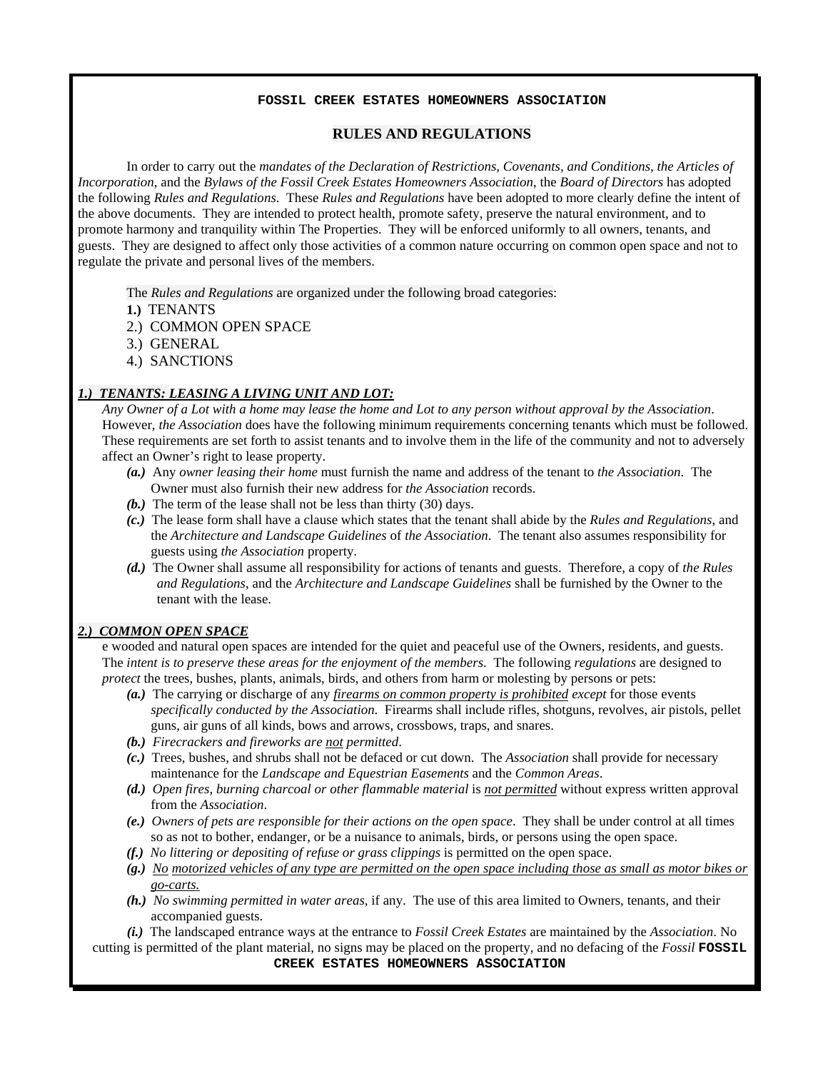**FOSSIL CREEK ESTATES HOMEOWNERS ASSOCIATION**

## RULES AND REGULATIONS

In order to carry out the *mandates of the Declaration of Restrictions, Covenants, and Conditions, the Articles of Incorporation*, and the *Bylaws of the Fossil Creek Estates Homeowners Association*, the *Board of Directors* has adopted the following *Rules and Regulations*. These *Rules and Regulations* have been adopted to more clearly define the intent of the above documents. They are intended to protect health, promote safety, preserve the natural environment, and to promote harmony and tranquility within The Properties. They will be enforced uniformly to all owners, tenants, and guests. They are designed to affect only those activities of a common nature occurring on common open space and not to regulate the private and personal lives of the members.

The *Rules and Regulations* are organized under the following broad categories:

**1.)** TENANTS
2.) COMMON OPEN SPACE
3.) GENERAL
4.) SANCTIONS

### ***<u>1.) TENANTS: LEASING A LIVING UNIT AND LOT:</u>***

*Any Owner of a Lot with a home may lease the home and Lot to any person without approval by the Association*. However, *the Association* does have the following minimum requirements concerning tenants which must be followed. These requirements are set forth to assist tenants and to involve them in the life of the community and not to adversely affect an Owner's right to lease property.

- ***(a.)*** Any *owner leasing their home* must furnish the name and address of the tenant to *the Association*. The Owner must also furnish their new address for *the Association* records.
- ***(b.)*** The term of the lease shall not be less than thirty (30) days.
- ***(c.)*** The lease form shall have a clause which states that the tenant shall abide by the *Rules and Regulations,* and the *Architecture and Landscape Guidelines* of *the Association*. The tenant also assumes responsibility for guests using *the Association* property.
- ***(d.)*** The Owner shall assume all responsibility for actions of tenants and guests. Therefore, a copy of *the Rules and Regulations,* and the *Architecture and Landscape Guidelines* shall be furnished by the Owner to the tenant with the lease.

### ***<u>2.) COMMON OPEN SPACE</u>***

e wooded and natural open spaces are intended for the quiet and peaceful use of the Owners, residents, and guests. The *intent is to preserve these areas for the enjoyment of the members.* The following *regulations* are designed to *protect* the trees, bushes, plants, animals, birds, and others from harm or molesting by persons or pets:

- ***(a.)*** The carrying or discharge of any *<u>firearms on common property is prohibited</u> except* for those events *specifically conducted by the Association.* Firearms shall include rifles, shotguns, revolves, air pistols, pellet guns, air guns of all kinds, bows and arrows, crossbows, traps, and snares.
- ***(b.)*** *Firecrackers and fireworks are <u>not</u> permitted*.
- ***(c.)*** Trees, bushes, and shrubs shall not be defaced or cut down. The *Association* shall provide for necessary maintenance for the *Landscape and Equestrian Easements* and the *Common Areas*.
- ***(d.)*** *Open fires, burning charcoal or other flammable material* is *<u>not permitted</u>* without express written approval from the *Association*.
- ***(e.)*** *Owners of pets are responsible for their actions on the open space*. They shall be under control at all times so as not to bother, endanger, or be a nuisance to animals, birds, or persons using the open space.
- ***(f.)*** *No littering or depositing of refuse or grass clippings* is permitted on the open space.
- ***(g.)*** *<u>No motorized vehicles of any type are permitted on the open space including those as small as motor bikes or go-carts.</u>*
- ***(h.)*** *No swimming permitted in water areas*, if any. The use of this area limited to Owners, tenants, and their accompanied guests.
- ***(i.)*** The landscaped entrance ways at the entrance to *Fossil Creek Estates* are maintained by the *Association*. No cutting is permitted of the plant material, no signs may be placed on the property, and no defacing of the *Fossil*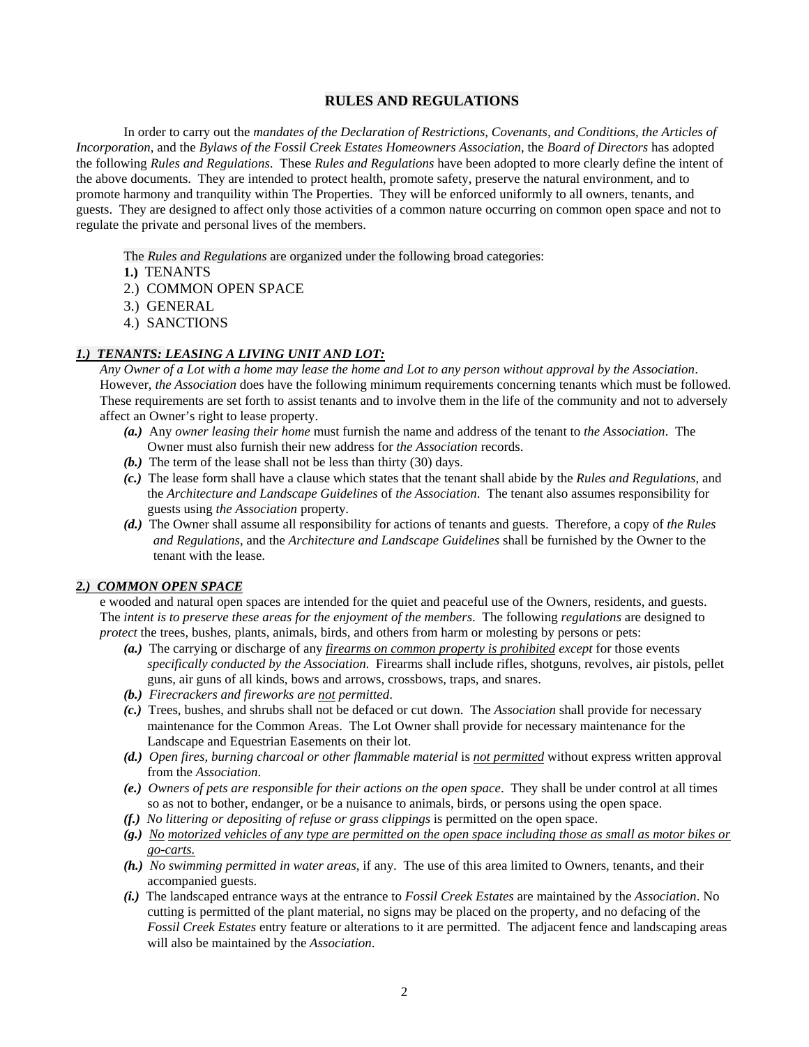## RULES AND REGULATIONS

In order to carry out the *mandates of the Declaration of Restrictions, Covenants, and Conditions, the Articles of Incorporation*, and the *Bylaws of the Fossil Creek Estates Homeowners Association*, the *Board of Directors* has adopted the following *Rules and Regulations*. These *Rules and Regulations* have been adopted to more clearly define the intent of the above documents. They are intended to protect health, promote safety, preserve the natural environment, and to promote harmony and tranquility within The Properties. They will be enforced uniformly to all owners, tenants, and guests. They are designed to affect only those activities of a common nature occurring on common open space and not to regulate the private and personal lives of the members.

The *Rules and Regulations* are organized under the following broad categories:

**1.)** TENANTS
2.) COMMON OPEN SPACE
3.) GENERAL
4.) SANCTIONS

### *1.) TENANTS: LEASING A LIVING UNIT AND LOT:*

*Any Owner of a Lot with a home may lease the home and Lot to any person without approval by the Association*. However, *the Association* does have the following minimum requirements concerning tenants which must be followed. These requirements are set forth to assist tenants and to involve them in the life of the community and not to adversely affect an Owner's right to lease property.

- ***(a.)*** Any *owner leasing their home* must furnish the name and address of the tenant to *the Association*. The Owner must also furnish their new address for *the Association* records.
- ***(b.)*** The term of the lease shall not be less than thirty (30) days.
- ***(c.)*** The lease form shall have a clause which states that the tenant shall abide by the *Rules and Regulations*, and the *Architecture and Landscape Guidelines* of *the Association*. The tenant also assumes responsibility for guests using *the Association* property.
- ***(d.)*** The Owner shall assume all responsibility for actions of tenants and guests. Therefore, a copy of *the Rules and Regulations*, and the *Architecture and Landscape Guidelines* shall be furnished by the Owner to the tenant with the lease.

### *2.) COMMON OPEN SPACE*

e wooded and natural open spaces are intended for the quiet and peaceful use of the Owners, residents, and guests. The *intent is to preserve these areas for the enjoyment of the members*. The following *regulations* are designed to *protect* the trees, bushes, plants, animals, birds, and others from harm or molesting by persons or pets:

- ***(a.)*** The carrying or discharge of any *firearms on common property is prohibited except* for those events *specifically conducted by the Association*. Firearms shall include rifles, shotguns, revolves, air pistols, pellet guns, air guns of all kinds, bows and arrows, crossbows, traps, and snares.
- ***(b.)*** *Firecrackers and fireworks are not permitted*.
- ***(c.)*** Trees, bushes, and shrubs shall not be defaced or cut down. The *Association* shall provide for necessary maintenance for the Common Areas. The Lot Owner shall provide for necessary maintenance for the Landscape and Equestrian Easements on their lot.
- ***(d.)*** *Open fires, burning charcoal or other flammable material* is *not permitted* without express written approval from the *Association*.
- ***(e.)*** *Owners of pets are responsible for their actions on the open space*. They shall be under control at all times so as not to bother, endanger, or be a nuisance to animals, birds, or persons using the open space.
- ***(f.)*** *No littering or depositing of refuse or grass clippings* is permitted on the open space.
- ***(g.)*** *No motorized vehicles of any type are permitted on the open space including those as small as motor bikes or go-carts.*
- ***(h.)*** *No swimming permitted in water areas*, if any. The use of this area limited to Owners, tenants, and their accompanied guests.
- ***(i.)*** The landscaped entrance ways at the entrance to *Fossil Creek Estates* are maintained by the *Association*. No cutting is permitted of the plant material, no signs may be placed on the property, and no defacing of the *Fossil Creek Estates* entry feature or alterations to it are permitted. The adjacent fence and landscaping areas will also be maintained by the *Association*.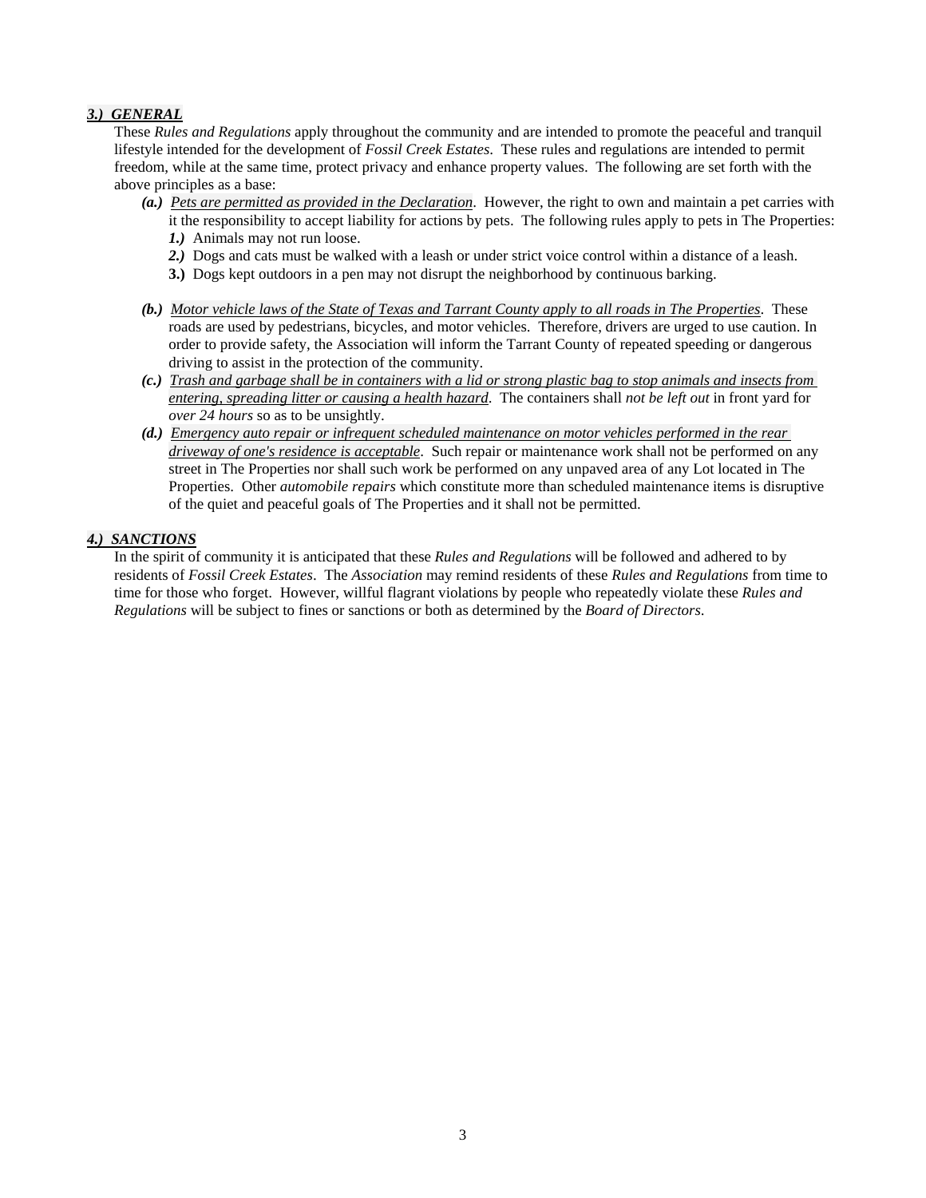***3.) GENERAL***

These *Rules and Regulations* apply throughout the community and are intended to promote the peaceful and tranquil lifestyle intended for the development of *Fossil Creek Estates*. These rules and regulations are intended to permit freedom, while at the same time, protect privacy and enhance property values. The following are set forth with the above principles as a base:

***(a.)*** *Pets are permitted as provided in the Declaration*. However, the right to own and maintain a pet carries with it the responsibility to accept liability for actions by pets. The following rules apply to pets in The Properties:

***1.)*** Animals may not run loose.

***2.)*** Dogs and cats must be walked with a leash or under strict voice control within a distance of a leash.

**3.)** Dogs kept outdoors in a pen may not disrupt the neighborhood by continuous barking.

***(b.)*** *Motor vehicle laws of the State of Texas and Tarrant County apply to all roads in The Properties*. These roads are used by pedestrians, bicycles, and motor vehicles. Therefore, drivers are urged to use caution. In order to provide safety, the Association will inform the Tarrant County of repeated speeding or dangerous driving to assist in the protection of the community.

***(c.)*** *Trash and garbage shall be in containers with a lid or strong plastic bag to stop animals and insects from entering, spreading litter or causing a health hazard*. The containers shall *not be left out* in front yard for *over 24 hours* so as to be unsightly.

***(d.)*** *Emergency auto repair or infrequent scheduled maintenance on motor vehicles performed in the rear driveway of one's residence is acceptable*. Such repair or maintenance work shall not be performed on any street in The Properties nor shall such work be performed on any unpaved area of any Lot located in The Properties. Other *automobile repairs* which constitute more than scheduled maintenance items is disruptive of the quiet and peaceful goals of The Properties and it shall not be permitted.

***4.) SANCTIONS***

In the spirit of community it is anticipated that these *Rules and Regulations* will be followed and adhered to by residents of *Fossil Creek Estates*. The *Association* may remind residents of these *Rules and Regulations* from time to time for those who forget. However, willful flagrant violations by people who repeatedly violate these *Rules and Regulations* will be subject to fines or sanctions or both as determined by the *Board of Directors*.